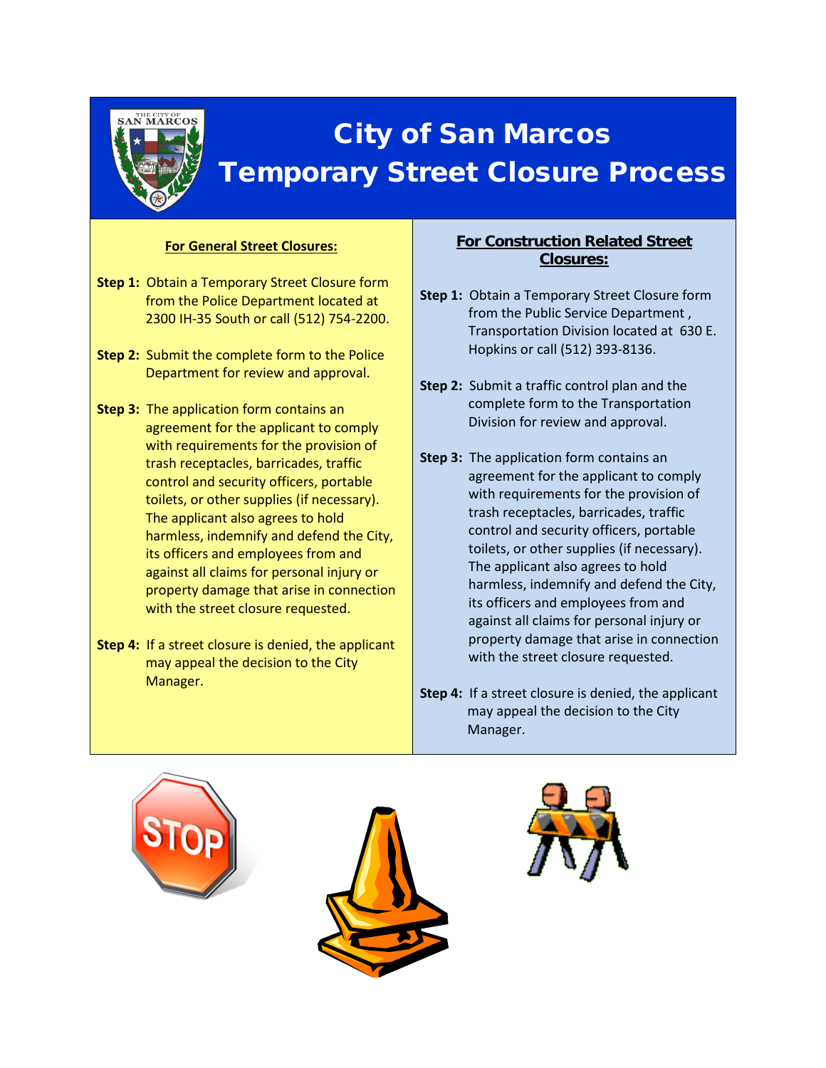# City of San Marcos
# Temporary Street Closure Process

## For General Street Closures:

**Step 1:** Obtain a Temporary Street Closure form from the Police Department located at 2300 IH-35 South or call (512) 754-2200.

**Step 2:** Submit the complete form to the Police Department for review and approval.

**Step 3:** The application form contains an agreement for the applicant to comply with requirements for the provision of trash receptacles, barricades, traffic control and security officers, portable toilets, or other supplies (if necessary). The applicant also agrees to hold harmless, indemnify and defend the City, its officers and employees from and against all claims for personal injury or property damage that arise in connection with the street closure requested.

**Step 4:** If a street closure is denied, the applicant may appeal the decision to the City Manager.

## For Construction Related Street Closures:

**Step 1:** Obtain a Temporary Street Closure form from the Public Service Department , Transportation Division located at 630 E. Hopkins or call (512) 393-8136.

**Step 2:** Submit a traffic control plan and the complete form to the Transportation Division for review and approval.

**Step 3:** The application form contains an agreement for the applicant to comply with requirements for the provision of trash receptacles, barricades, traffic control and security officers, portable toilets, or other supplies (if necessary). The applicant also agrees to hold harmless, indemnify and defend the City, its officers and employees from and against all claims for personal injury or property damage that arise in connection with the street closure requested.

**Step 4:** If a street closure is denied, the applicant may appeal the decision to the City Manager.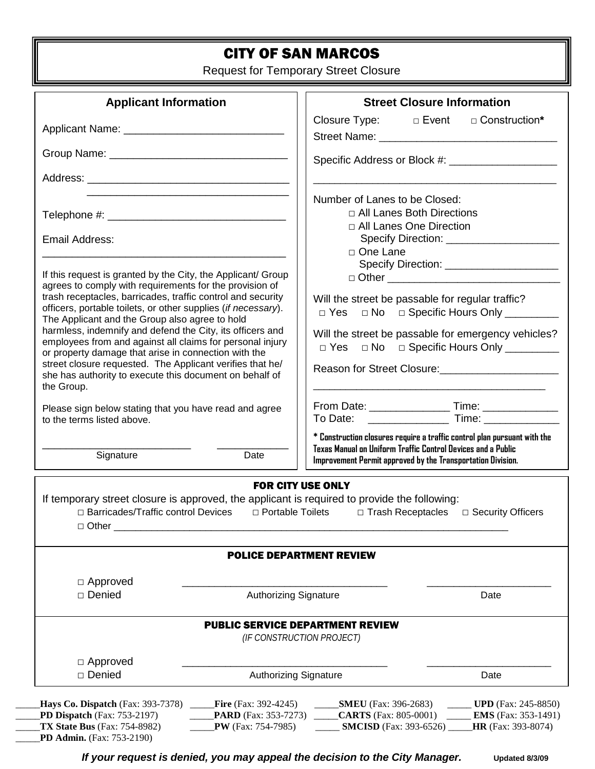# CITY OF SAN MARCOS

Request for Temporary Street Closure

## Applicant Information

Applicant Name: ___________________________

Group Name: ______________________________

Address: __________________________________

__________________________________

Telephone #: ______________________________

Email Address: ______________________________

If this request is granted by the City, the Applicant/ Group agrees to comply with requirements for the provision of trash receptacles, barricades, traffic control and security officers, portable toilets, or other supplies (*if necessary*). The Applicant and the Group also agree to hold harmless, indemnify and defend the City, its officers and employees from and against all claims for personal injury or property damage that arise in connection with the street closure requested. The Applicant verifies that he/ she has authority to execute this document on behalf of the Group.

Please sign below stating that you have read and agree to the terms listed above.

_________________________ ____________

Signature Date

## Street Closure Information

Closure Type: □ Event □ Construction*

Street Name: ______________________________

Specific Address or Block #: __________________

__________________________________________

Number of Lanes to be Closed:

- □ All Lanes Both Directions
- □ All Lanes One Direction
  Specify Direction: ___________________
- □ One Lane
  Specify Direction: ___________________
- □ Other ______________________________

Will the street be passable for regular traffic?
□ Yes □ No □ Specific Hours Only _________

Will the street be passable for emergency vehicles?
□ Yes □ No □ Specific Hours Only _________

Reason for Street Closure:____________________

_________________________________________

From Date: _____________ Time: _____________
To Date: _____________ Time: _____________

**\* Construction closures require a traffic control plan pursuant with the Texas Manual on Uniform Traffic Control Devices and a Public Improvement Permit approved by the Transportation Division.**

## FOR CITY USE ONLY

If temporary street closure is approved, the applicant is required to provide the following:

□ Barricades/Traffic control Devices □ Portable Toilets □ Trash Receptacles □ Security Officers

□ Other ______________________________________________________________________

## POLICE DEPARTMENT REVIEW

□ Approved ___________________________________ _____________________

□ Denied Authorizing Signature Date

## PUBLIC SERVICE DEPARTMENT REVIEW

*(IF CONSTRUCTION PROJECT)*

□ Approved ___________________________________ _____________________

□ Denied Authorizing Signature Date

_____**Hays Co. Dispatch** (Fax: 393-7378) _____**Fire** (Fax: 392-4245) _____**SMEU** (Fax: 396-2683) _____ **UPD** (Fax: 245-8850)
_____**PD Dispatch** (Fax: 753-2197) _____**PARD** (Fax: 353-7273) _____**CARTS** (Fax: 805-0001) _____ **EMS** (Fax: 353-1491)
_____**TX State Bus** (Fax: 754-8982) _____**PW** (Fax: 754-7985) _____ **SMCISD** (Fax: 393-6526) _____**HR** (Fax: 393-8074)
_____**PD Admin.** (Fax: 753-2190)

***If your request is denied, you may appeal the decision to the City Manager.*** **Updated 8/3/09**